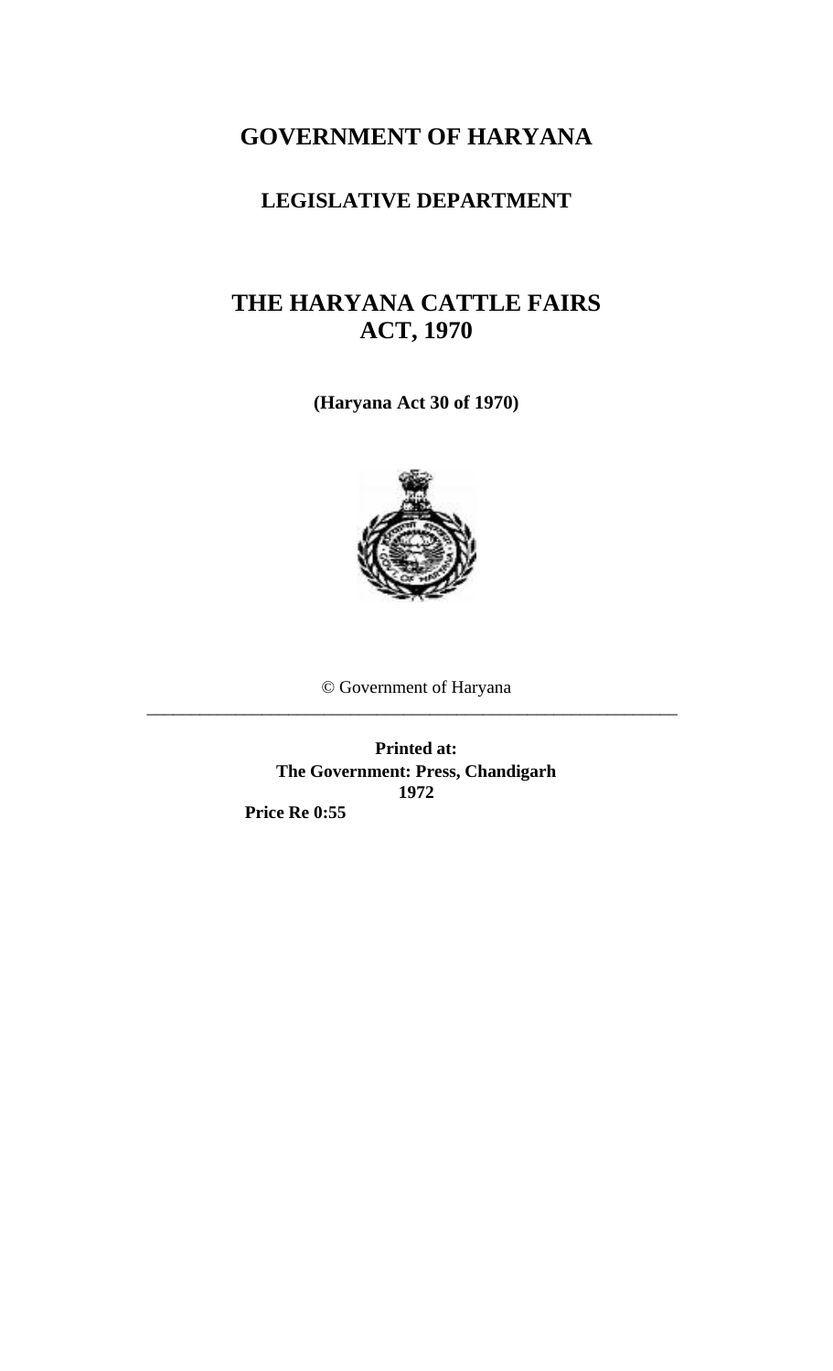# GOVERNMENT OF HARYANA

## LEGISLATIVE DEPARTMENT

# THE HARYANA CATTLE FAIRS ACT, 1970

**(Haryana Act 30 of 1970)**

© Government of Haryana

---

**Printed at:**
**The Government: Press, Chandigarh**
**1972**

**Price Re 0:55**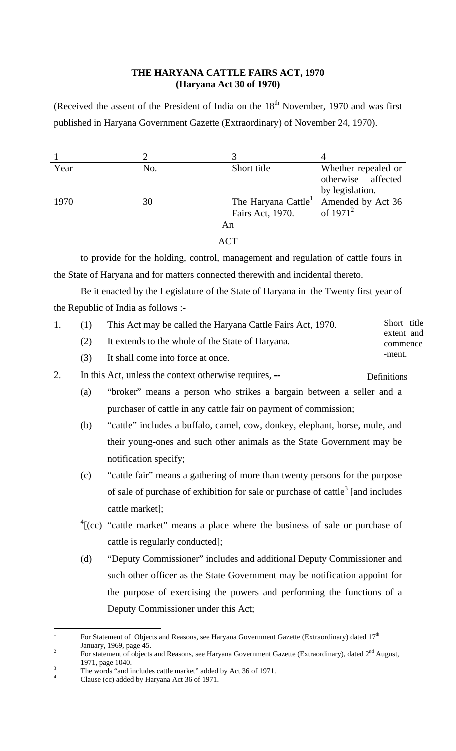**THE HARYANA CATTLE FAIRS ACT, 1970**
**(Haryana Act 30 of 1970)**

(Received the assent of the President of India on the 18th November, 1970 and was first published in Haryana Government Gazette (Extraordinary) of November 24, 1970).

| 1 | 2 | 3 | 4 |
|---|---|---|---|
| Year | No. | Short title | Whether repealed or otherwise affected by legislation. |
| 1970 | 30 | The Haryana Cattle[1] Fairs Act, 1970. | Amended by Act 36 of 1971[2] |

An

ACT

to provide for the holding, control, management and regulation of cattle fours in the State of Haryana and for matters connected therewith and incidental thereto.

Be it enacted by the Legislature of the State of Haryana in the Twenty first year of the Republic of India as follows :-

1. (1) This Act may be called the Haryana Cattle Fairs Act, 1970. *Short title extent and commencement.*

   (2) It extends to the whole of the State of Haryana.

   (3) It shall come into force at once.

2. In this Act, unless the context otherwise requires, -- *Definitions*

   (a) "broker" means a person who strikes a bargain between a seller and a purchaser of cattle in any cattle fair on payment of commission;

   (b) "cattle" includes a buffalo, camel, cow, donkey, elephant, horse, mule, and their young-ones and such other animals as the State Government may be notification specify;

   (c) "cattle fair" means a gathering of more than twenty persons for the purpose of sale of purchase of exhibition for sale or purchase of cattle[3] [and includes cattle market];

   [4][(cc) "cattle market" means a place where the business of sale or purchase of cattle is regularly conducted];

   (d) "Deputy Commissioner" includes and additional Deputy Commissioner and such other officer as the State Government may be notification appoint for the purpose of exercising the powers and performing the functions of a Deputy Commissioner under this Act;

---

1. For Statement of Objects and Reasons, see Haryana Government Gazette (Extraordinary) dated 17th January, 1969, page 45.
2. For statement of objects and Reasons, see Haryana Government Gazette (Extraordinary), dated 2nd August, 1971, page 1040.
3. The words "and includes cattle market" added by Act 36 of 1971.
4. Clause (cc) added by Haryana Act 36 of 1971.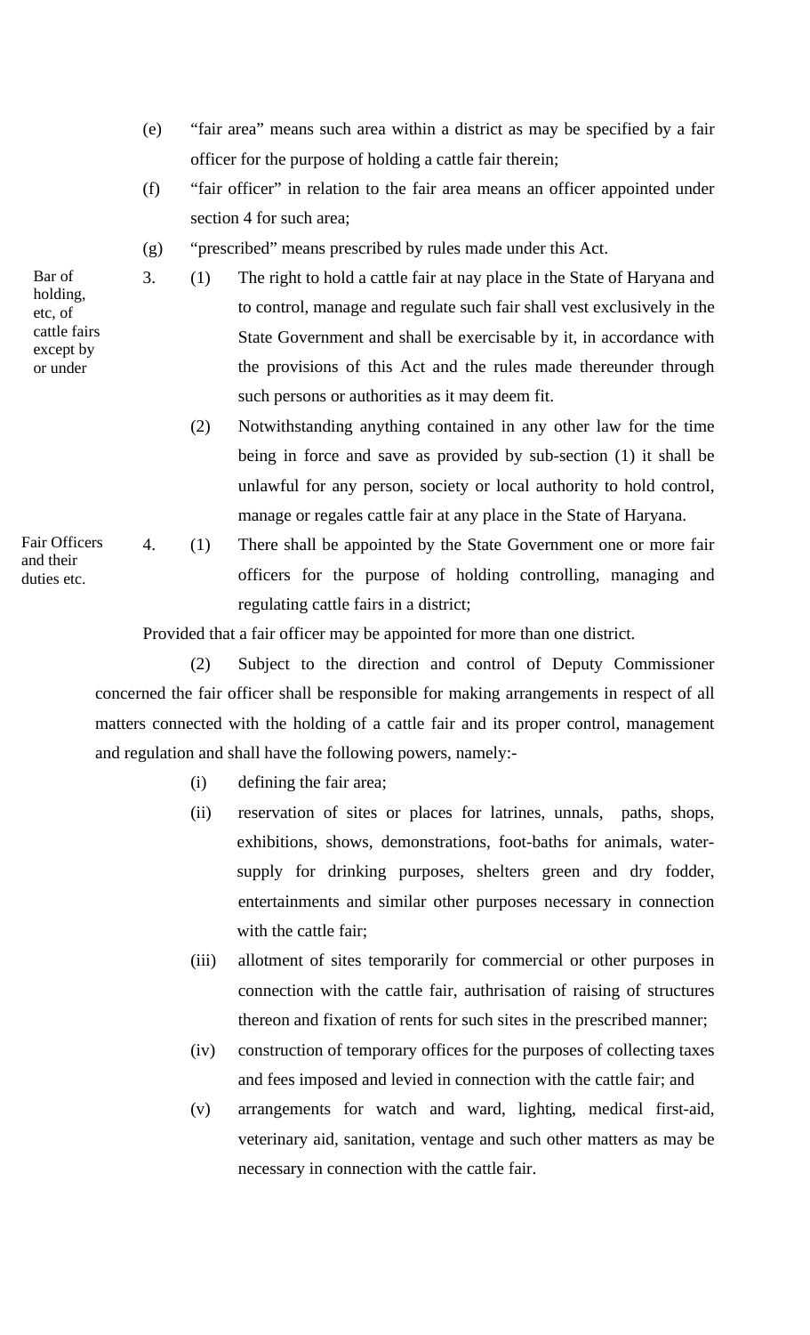(e) "fair area" means such area within a district as may be specified by a fair officer for the purpose of holding a cattle fair therein;

(f) "fair officer" in relation to the fair area means an officer appointed under section 4 for such area;

(g) "prescribed" means prescribed by rules made under this Act.

**Bar of holding, etc, of cattle fairs except by or under**

3. (1) The right to hold a cattle fair at nay place in the State of Haryana and to control, manage and regulate such fair shall vest exclusively in the State Government and shall be exercisable by it, in accordance with the provisions of this Act and the rules made thereunder through such persons or authorities as it may deem fit.

(2) Notwithstanding anything contained in any other law for the time being in force and save as provided by sub-section (1) it shall be unlawful for any person, society or local authority to hold control, manage or regales cattle fair at any place in the State of Haryana.

**Fair Officers and their duties etc.**

4. (1) There shall be appointed by the State Government one or more fair officers for the purpose of holding controlling, managing and regulating cattle fairs in a district;

Provided that a fair officer may be appointed for more than one district.

(2) Subject to the direction and control of Deputy Commissioner concerned the fair officer shall be responsible for making arrangements in respect of all matters connected with the holding of a cattle fair and its proper control, management and regulation and shall have the following powers, namely:-

(i) defining the fair area;

(ii) reservation of sites or places for latrines, unnals, paths, shops, exhibitions, shows, demonstrations, foot-baths for animals, water-supply for drinking purposes, shelters green and dry fodder, entertainments and similar other purposes necessary in connection with the cattle fair;

(iii) allotment of sites temporarily for commercial or other purposes in connection with the cattle fair, authrisation of raising of structures thereon and fixation of rents for such sites in the prescribed manner;

(iv) construction of temporary offices for the purposes of collecting taxes and fees imposed and levied in connection with the cattle fair; and

(v) arrangements for watch and ward, lighting, medical first-aid, veterinary aid, sanitation, ventage and such other matters as may be necessary in connection with the cattle fair.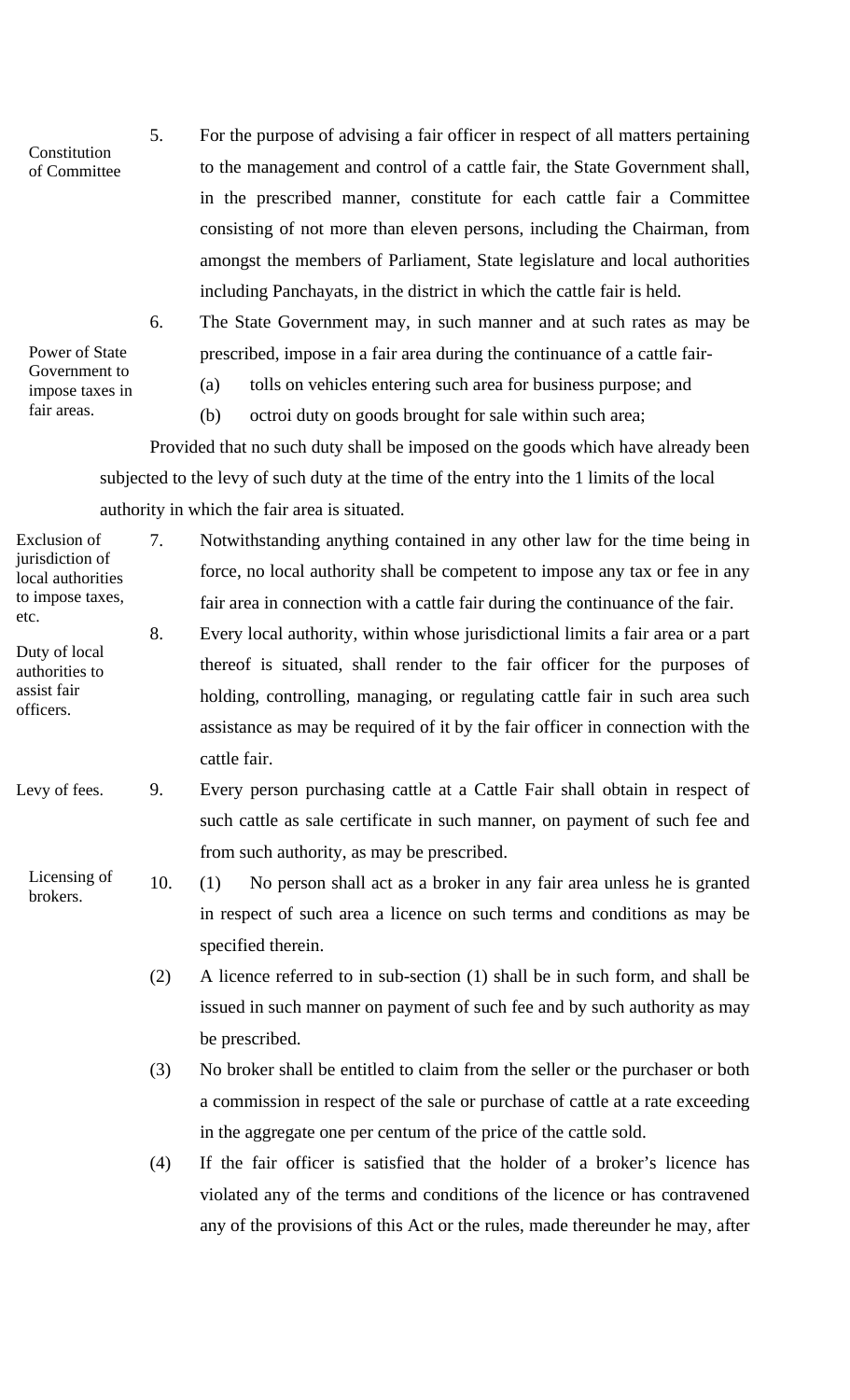**Constitution of Committee**

5. For the purpose of advising a fair officer in respect of all matters pertaining to the management and control of a cattle fair, the State Government shall, in the prescribed manner, constitute for each cattle fair a Committee consisting of not more than eleven persons, including the Chairman, from amongst the members of Parliament, State legislature and local authorities including Panchayats, in the district in which the cattle fair is held.

**Power of State Government to impose taxes in fair areas.**

6. The State Government may, in such manner and at such rates as may be prescribed, impose in a fair area during the continuance of a cattle fair-

   (a) tolls on vehicles entering such area for business purpose; and

   (b) octroi duty on goods brought for sale within such area;

Provided that no such duty shall be imposed on the goods which have already been subjected to the levy of such duty at the time of the entry into the 1 limits of the local authority in which the fair area is situated.

**Exclusion of jurisdiction of local authorities to impose taxes, etc.**

7. Notwithstanding anything contained in any other law for the time being in force, no local authority shall be competent to impose any tax or fee in any fair area in connection with a cattle fair during the continuance of the fair.

**Duty of local authorities to assist fair officers.**

8. Every local authority, within whose jurisdictional limits a fair area or a part thereof is situated, shall render to the fair officer for the purposes of holding, controlling, managing, or regulating cattle fair in such area such assistance as may be required of it by the fair officer in connection with the cattle fair.

**Levy of fees.**

9. Every person purchasing cattle at a Cattle Fair shall obtain in respect of such cattle as sale certificate in such manner, on payment of such fee and from such authority, as may be prescribed.

**Licensing of brokers.**

10. (1) No person shall act as a broker in any fair area unless he is granted in respect of such area a licence on such terms and conditions as may be specified therein.

(2) A licence referred to in sub-section (1) shall be in such form, and shall be issued in such manner on payment of such fee and by such authority as may be prescribed.

(3) No broker shall be entitled to claim from the seller or the purchaser or both a commission in respect of the sale or purchase of cattle at a rate exceeding in the aggregate one per centum of the price of the cattle sold.

(4) If the fair officer is satisfied that the holder of a broker's licence has violated any of the terms and conditions of the licence or has contravened any of the provisions of this Act or the rules, made thereunder he may, after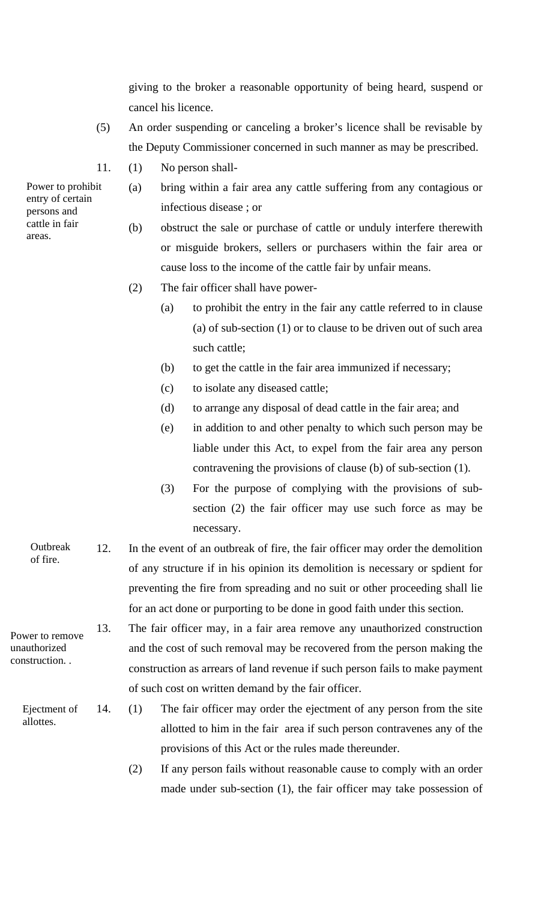giving to the broker a reasonable opportunity of being heard, suspend or cancel his licence.

(5) An order suspending or canceling a broker's licence shall be revisable by the Deputy Commissioner concerned in such manner as may be prescribed.

**Power to prohibit entry of certain persons and cattle in fair areas.**

11. (1) No person shall-

(a) bring within a fair area any cattle suffering from any contagious or infectious disease ; or

(b) obstruct the sale or purchase of cattle or unduly interfere therewith or misguide brokers, sellers or purchasers within the fair area or cause loss to the income of the cattle fair by unfair means.

(2) The fair officer shall have power-

(a) to prohibit the entry in the fair any cattle referred to in clause (a) of sub-section (1) or to clause to be driven out of such area such cattle;

(b) to get the cattle in the fair area immunized if necessary;

(c) to isolate any diseased cattle;

(d) to arrange any disposal of dead cattle in the fair area; and

(e) in addition to and other penalty to which such person may be liable under this Act, to expel from the fair area any person contravening the provisions of clause (b) of sub-section (1).

(3) For the purpose of complying with the provisions of sub-section (2) the fair officer may use such force as may be necessary.

**Outbreak of fire.**

12. In the event of an outbreak of fire, the fair officer may order the demolition of any structure if in his opinion its demolition is necessary or spdient for preventing the fire from spreading and no suit or other proceeding shall lie for an act done or purporting to be done in good faith under this section.

**Power to remove unauthorized construction. .**

13. The fair officer may, in a fair area remove any unauthorized construction and the cost of such removal may be recovered from the person making the construction as arrears of land revenue if such person fails to make payment of such cost on written demand by the fair officer.

**Ejectment of allottes.**

14. (1) The fair officer may order the ejectment of any person from the site allotted to him in the fair area if such person contravenes any of the provisions of this Act or the rules made thereunder.

(2) If any person fails without reasonable cause to comply with an order made under sub-section (1), the fair officer may take possession of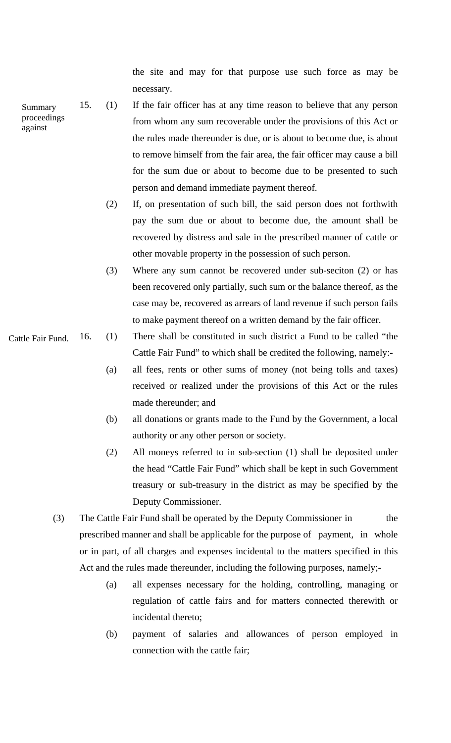the site and may for that purpose use such force as may be necessary.

**Summary proceedings against**

15. (1) If the fair officer has at any time reason to believe that any person from whom any sum recoverable under the provisions of this Act or the rules made thereunder is due, or is about to become due, is about to remove himself from the fair area, the fair officer may cause a bill for the sum due or about to become due to be presented to such person and demand immediate payment thereof.

(2) If, on presentation of such bill, the said person does not forthwith pay the sum due or about to become due, the amount shall be recovered by distress and sale in the prescribed manner of cattle or other movable property in the possession of such person.

(3) Where any sum cannot be recovered under sub-seciton (2) or has been recovered only partially, such sum or the balance thereof, as the case may be, recovered as arrears of land revenue if such person fails to make payment thereof on a written demand by the fair officer.

**Cattle Fair Fund.**

16. (1) There shall be constituted in such district a Fund to be called "the Cattle Fair Fund" to which shall be credited the following, namely:-

(a) all fees, rents or other sums of money (not being tolls and taxes) received or realized under the provisions of this Act or the rules made thereunder; and

(b) all donations or grants made to the Fund by the Government, a local authority or any other person or society.

(2) All moneys referred to in sub-section (1) shall be deposited under the head "Cattle Fair Fund" which shall be kept in such Government treasury or sub-treasury in the district as may be specified by the Deputy Commissioner.

(3) The Cattle Fair Fund shall be operated by the Deputy Commissioner in the prescribed manner and shall be applicable for the purpose of payment, in whole or in part, of all charges and expenses incidental to the matters specified in this Act and the rules made thereunder, including the following purposes, namely;-

(a) all expenses necessary for the holding, controlling, managing or regulation of cattle fairs and for matters connected therewith or incidental thereto;

(b) payment of salaries and allowances of person employed in connection with the cattle fair;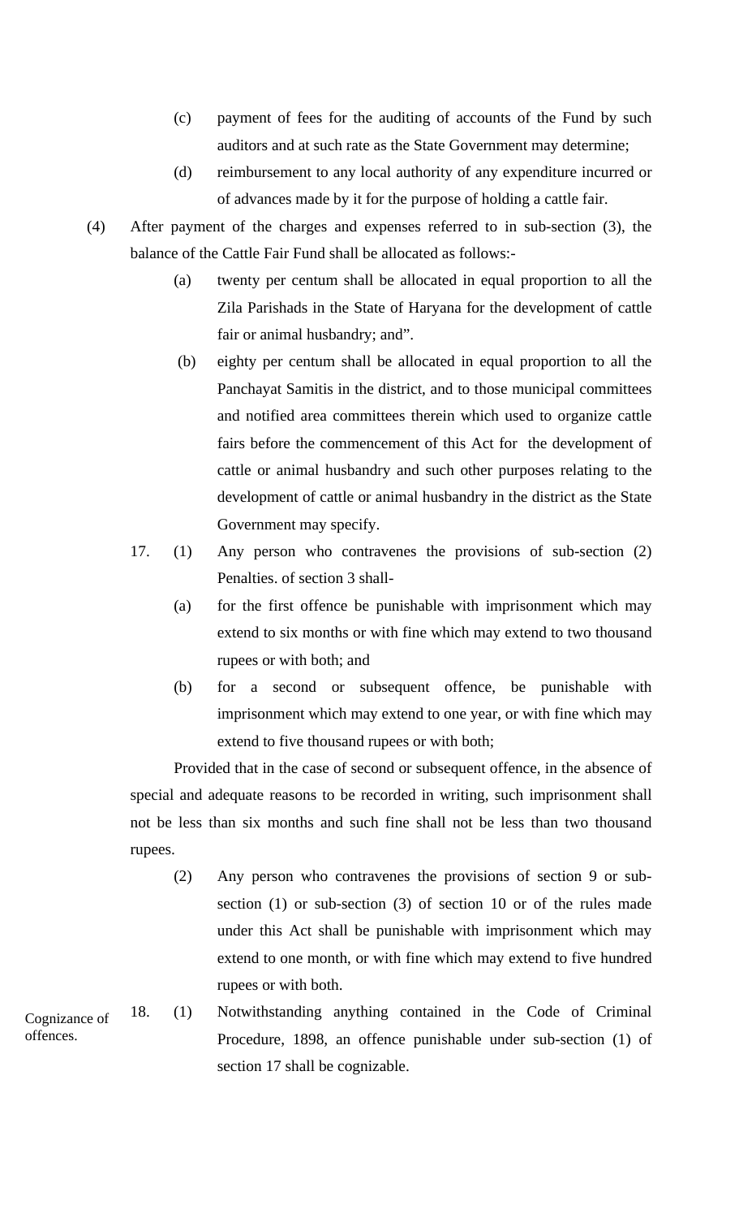(c) payment of fees for the auditing of accounts of the Fund by such auditors and at such rate as the State Government may determine;

(d) reimbursement to any local authority of any expenditure incurred or of advances made by it for the purpose of holding a cattle fair.

(4) After payment of the charges and expenses referred to in sub-section (3), the balance of the Cattle Fair Fund shall be allocated as follows:-

(a) twenty per centum shall be allocated in equal proportion to all the Zila Parishads in the State of Haryana for the development of cattle fair or animal husbandry; and".

(b) eighty per centum shall be allocated in equal proportion to all the Panchayat Samitis in the district, and to those municipal committees and notified area committees therein which used to organize cattle fairs before the commencement of this Act for the development of cattle or animal husbandry and such other purposes relating to the development of cattle or animal husbandry in the district as the State Government may specify.

Penalties.

17. (1) Any person who contravenes the provisions of sub-section (2) of section 3 shall-

(a) for the first offence be punishable with imprisonment which may extend to six months or with fine which may extend to two thousand rupees or with both; and

(b) for a second or subsequent offence, be punishable with imprisonment which may extend to one year, or with fine which may extend to five thousand rupees or with both;

Provided that in the case of second or subsequent offence, in the absence of special and adequate reasons to be recorded in writing, such imprisonment shall not be less than six months and such fine shall not be less than two thousand rupees.

(2) Any person who contravenes the provisions of section 9 or sub-section (1) or sub-section (3) of section 10 or of the rules made under this Act shall be punishable with imprisonment which may extend to one month, or with fine which may extend to five hundred rupees or with both.

Cognizance of offences.

18. (1) Notwithstanding anything contained in the Code of Criminal Procedure, 1898, an offence punishable under sub-section (1) of section 17 shall be cognizable.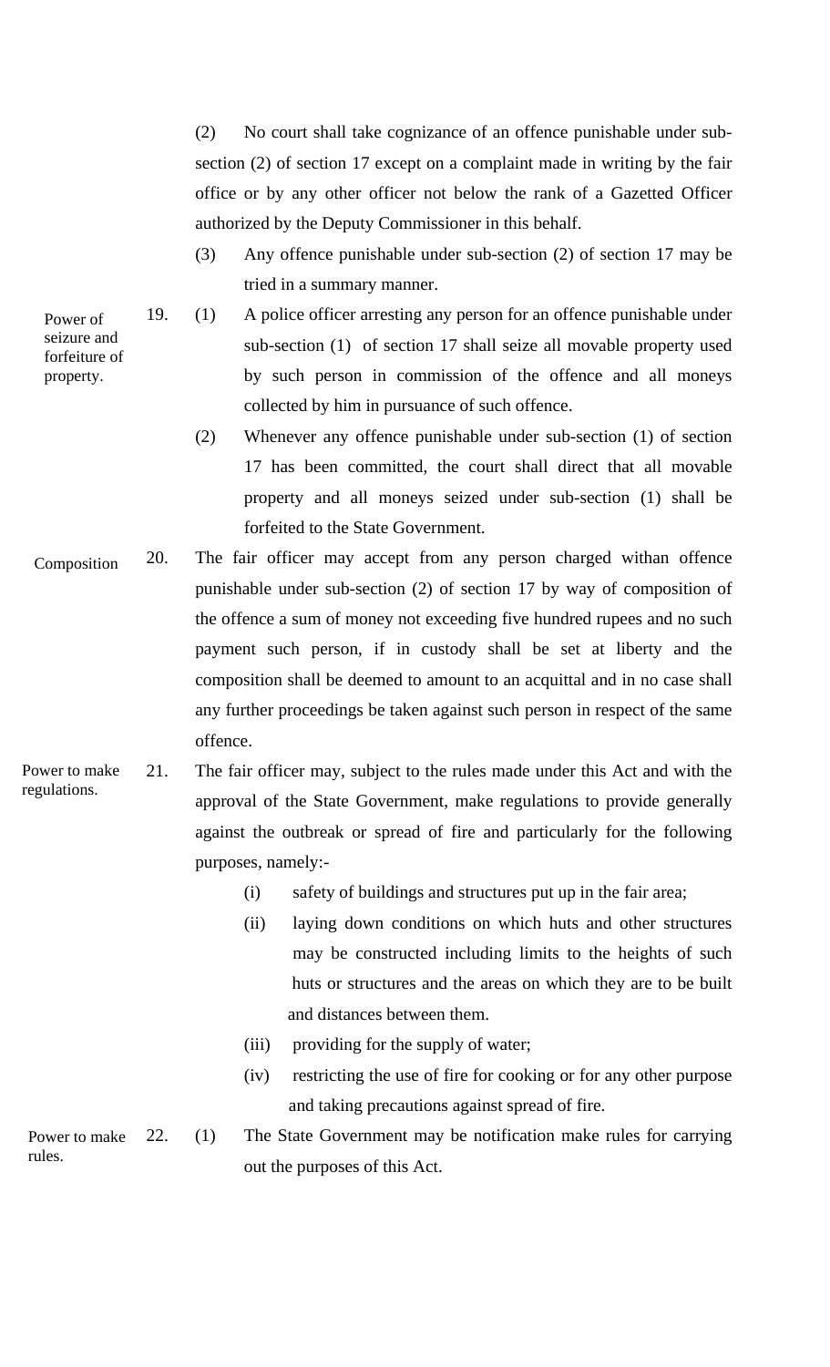(2) No court shall take cognizance of an offence punishable under sub-section (2) of section 17 except on a complaint made in writing by the fair office or by any other officer not below the rank of a Gazetted Officer authorized by the Deputy Commissioner in this behalf.

(3) Any offence punishable under sub-section (2) of section 17 may be tried in a summary manner.

**Power of seizure and forfeiture of property.**

19. (1) A police officer arresting any person for an offence punishable under sub-section (1) of section 17 shall seize all movable property used by such person in commission of the offence and all moneys collected by him in pursuance of such offence.

(2) Whenever any offence punishable under sub-section (1) of section 17 has been committed, the court shall direct that all movable property and all moneys seized under sub-section (1) shall be forfeited to the State Government.

**Composition**

20. The fair officer may accept from any person charged withan offence punishable under sub-section (2) of section 17 by way of composition of the offence a sum of money not exceeding five hundred rupees and no such payment such person, if in custody shall be set at liberty and the composition shall be deemed to amount to an acquittal and in no case shall any further proceedings be taken against such person in respect of the same offence.

**Power to make regulations.**

21. The fair officer may, subject to the rules made under this Act and with the approval of the State Government, make regulations to provide generally against the outbreak or spread of fire and particularly for the following purposes, namely:-

(i) safety of buildings and structures put up in the fair area;

(ii) laying down conditions on which huts and other structures may be constructed including limits to the heights of such huts or structures and the areas on which they are to be built and distances between them.

(iii) providing for the supply of water;

(iv) restricting the use of fire for cooking or for any other purpose and taking precautions against spread of fire.

**Power to make rules.**

22. (1) The State Government may be notification make rules for carrying out the purposes of this Act.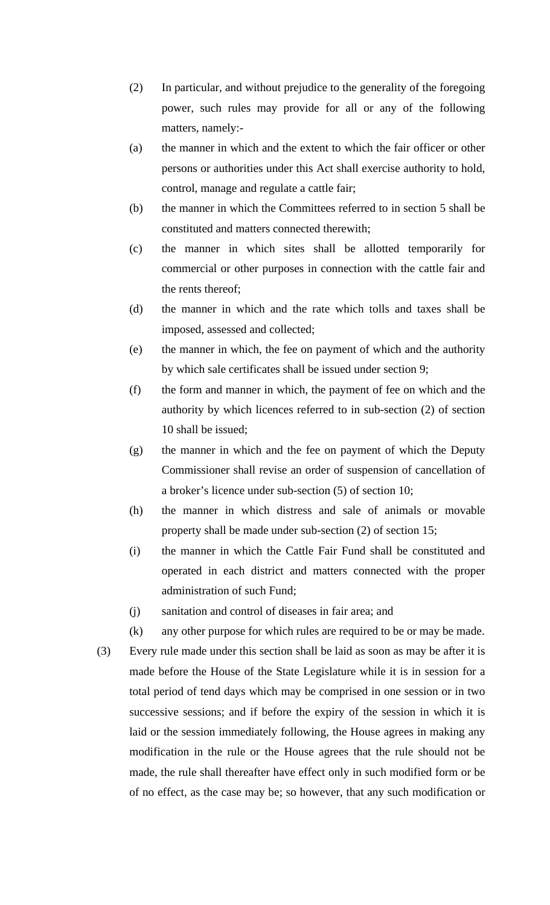(2) In particular, and without prejudice to the generality of the foregoing power, such rules may provide for all or any of the following matters, namely:-

(a) the manner in which and the extent to which the fair officer or other persons or authorities under this Act shall exercise authority to hold, control, manage and regulate a cattle fair;

(b) the manner in which the Committees referred to in section 5 shall be constituted and matters connected therewith;

(c) the manner in which sites shall be allotted temporarily for commercial or other purposes in connection with the cattle fair and the rents thereof;

(d) the manner in which and the rate which tolls and taxes shall be imposed, assessed and collected;

(e) the manner in which, the fee on payment of which and the authority by which sale certificates shall be issued under section 9;

(f) the form and manner in which, the payment of fee on which and the authority by which licences referred to in sub-section (2) of section 10 shall be issued;

(g) the manner in which and the fee on payment of which the Deputy Commissioner shall revise an order of suspension of cancellation of a broker's licence under sub-section (5) of section 10;

(h) the manner in which distress and sale of animals or movable property shall be made under sub-section (2) of section 15;

(i) the manner in which the Cattle Fair Fund shall be constituted and operated in each district and matters connected with the proper administration of such Fund;

(j) sanitation and control of diseases in fair area; and

(k) any other purpose for which rules are required to be or may be made.

(3) Every rule made under this section shall be laid as soon as may be after it is made before the House of the State Legislature while it is in session for a total period of tend days which may be comprised in one session or in two successive sessions; and if before the expiry of the session in which it is laid or the session immediately following, the House agrees in making any modification in the rule or the House agrees that the rule should not be made, the rule shall thereafter have effect only in such modified form or be of no effect, as the case may be; so however, that any such modification or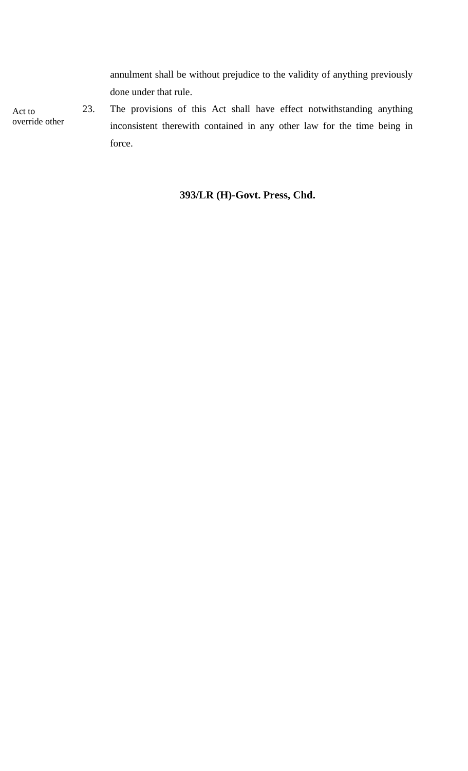annulment shall be without prejudice to the validity of anything previously done under that rule.

Act to override other

23. The provisions of this Act shall have effect notwithstanding anything inconsistent therewith contained in any other law for the time being in force.

**393/LR (H)-Govt. Press, Chd.**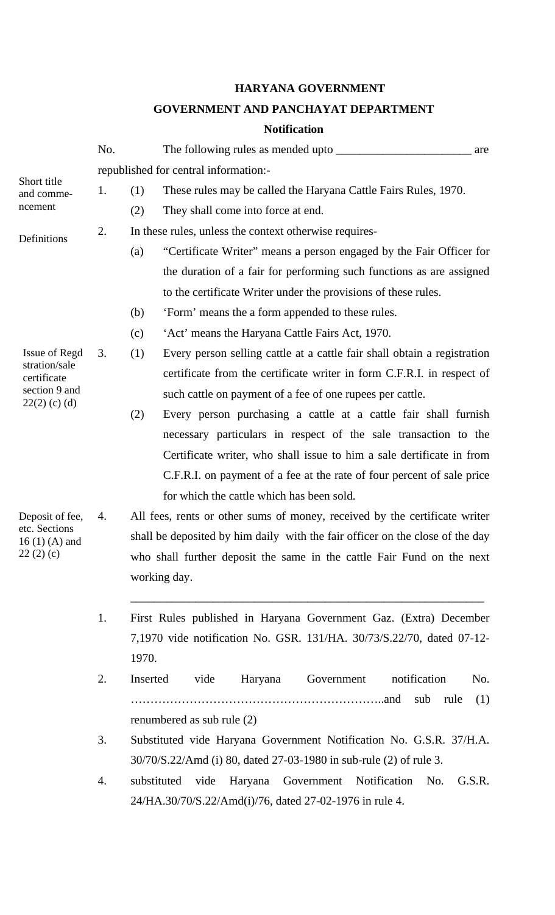**HARYANA GOVERNMENT**

**GOVERNMENT AND PANCHAYAT DEPARTMENT**

**Notification**

No. The following rules as mended upto _______________________ are republished for central information:-

Short title and commencement

1. (1) These rules may be called the Haryana Cattle Fairs Rules, 1970.

   (2) They shall come into force at end.

Definitions

2. In these rules, unless the context otherwise requires-

   (a) "Certificate Writer" means a person engaged by the Fair Officer for the duration of a fair for performing such functions as are assigned to the certificate Writer under the provisions of these rules.

   (b) 'Form' means the a form appended to these rules.

   (c) 'Act' means the Haryana Cattle Fairs Act, 1970.

Issue of Regd stration/sale certificate section 9 and 22(2) (c) (d)

3. (1) Every person selling cattle at a cattle fair shall obtain a registration certificate from the certificate writer in form C.F.R.I. in respect of such cattle on payment of a fee of one rupees per cattle.

   (2) Every person purchasing a cattle at a cattle fair shall furnish necessary particulars in respect of the sale transaction to the Certificate writer, who shall issue to him a sale dertificate in from C.F.R.I. on payment of a fee at the rate of four percent of sale price for which the cattle which has been sold.

Deposit of fee, etc. Sections 16 (1) (A) and 22 (2) (c)

4. All fees, rents or other sums of money, received by the certificate writer shall be deposited by him daily with the fair officer on the close of the day who shall further deposit the same in the cattle Fair Fund on the next working day.

---

1. First Rules published in Haryana Government Gaz. (Extra) December 7,1970 vide notification No. GSR. 131/HA. 30/73/S.22/70, dated 07-12-1970.
2. Inserted vide Haryana Government notification No. ……………………………………………………..and sub rule (1) renumbered as sub rule (2)
3. Substituted vide Haryana Government Notification No. G.S.R. 37/H.A. 30/70/S.22/Amd (i) 80, dated 27-03-1980 in sub-rule (2) of rule 3.
4. substituted vide Haryana Government Notification No. G.S.R. 24/HA.30/70/S.22/Amd(i)/76, dated 27-02-1976 in rule 4.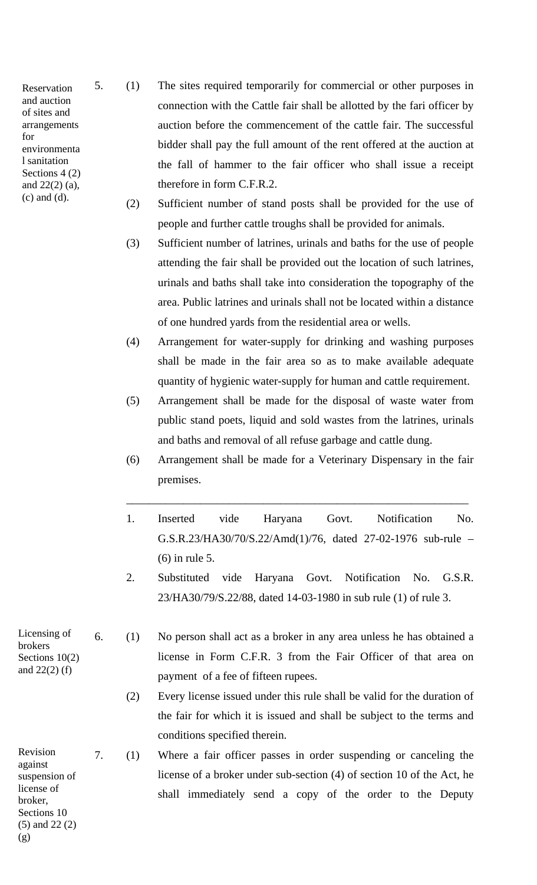**Reservation and auction of sites and arrangements for environmental sanitation Sections 4 (2) and 22(2) (a), (c) and (d).**

5. (1) The sites required temporarily for commercial or other purposes in connection with the Cattle fair shall be allotted by the fari officer by auction before the commencement of the cattle fair. The successful bidder shall pay the full amount of the rent offered at the auction at the fall of hammer to the fair officer who shall issue a receipt therefore in form C.F.R.2.

(2) Sufficient number of stand posts shall be provided for the use of people and further cattle troughs shall be provided for animals.

(3) Sufficient number of latrines, urinals and baths for the use of people attending the fair shall be provided out the location of such latrines, urinals and baths shall take into consideration the topography of the area. Public latrines and urinals shall not be located within a distance of one hundred yards from the residential area or wells.

(4) Arrangement for water-supply for drinking and washing purposes shall be made in the fair area so as to make available adequate quantity of hygienic water-supply for human and cattle requirement.

(5) Arrangement shall be made for the disposal of waste water from public stand poets, liquid and sold wastes from the latrines, urinals and baths and removal of all refuse garbage and cattle dung.

(6) Arrangement shall be made for a Veterinary Dispensary in the fair premises.

---

1. Inserted vide Haryana Govt. Notification No. G.S.R.23/HA30/70/S.22/Amd(1)/76, dated 27-02-1976 sub-rule – (6) in rule 5.
2. Substituted vide Haryana Govt. Notification No. G.S.R. 23/HA30/79/S.22/88, dated 14-03-1980 in sub rule (1) of rule 3.

**Licensing of brokers Sections 10(2) and 22(2) (f)**

6. (1) No person shall act as a broker in any area unless he has obtained a license in Form C.F.R. 3 from the Fair Officer of that area on payment of a fee of fifteen rupees.

(2) Every license issued under this rule shall be valid for the duration of the fair for which it is issued and shall be subject to the terms and conditions specified therein.

**Revision against suspension of license of broker, Sections 10 (5) and 22 (2) (g)**

7. (1) Where a fair officer passes in order suspending or canceling the license of a broker under sub-section (4) of section 10 of the Act, he shall immediately send a copy of the order to the Deputy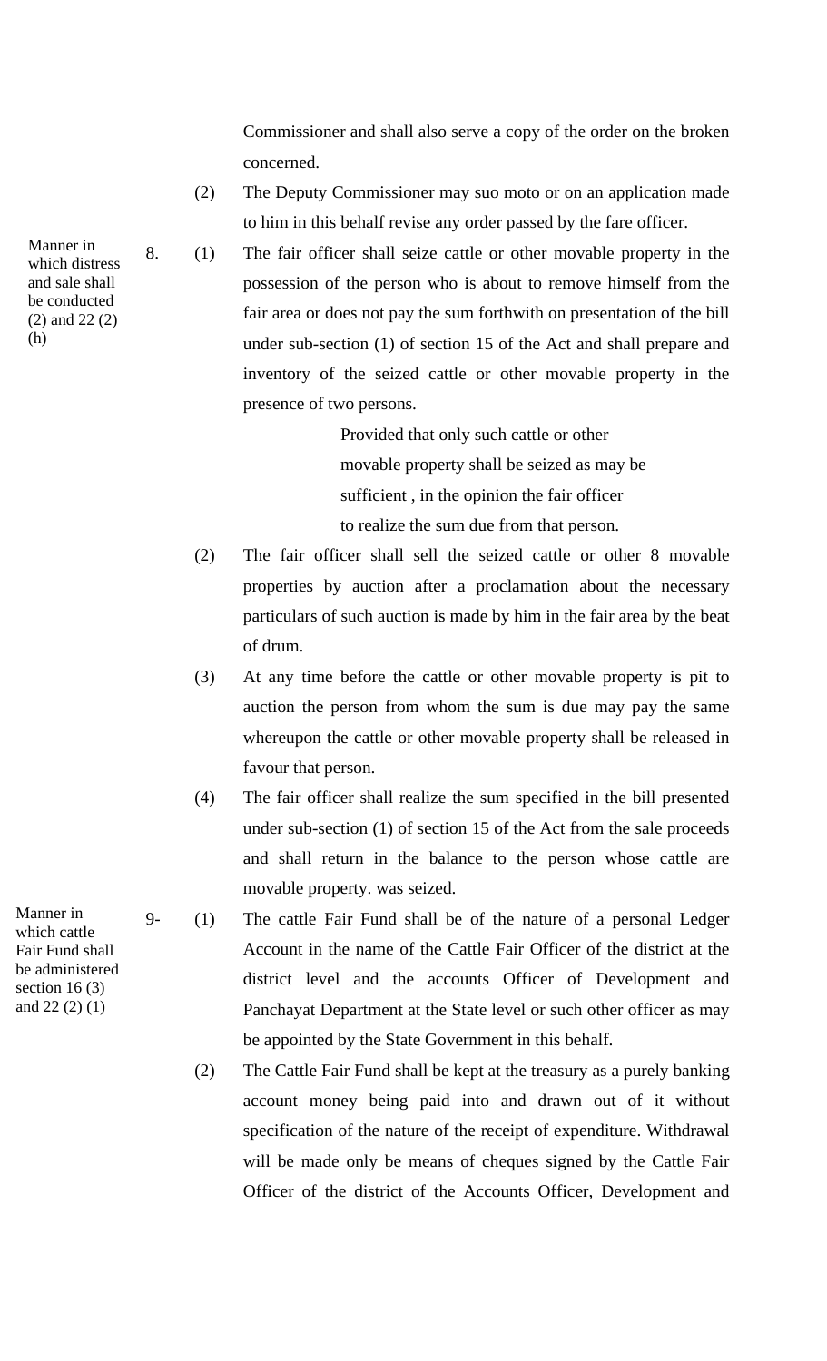Commissioner and shall also serve a copy of the order on the broken concerned.

(2) The Deputy Commissioner may suo moto or on an application made to him in this behalf revise any order passed by the fare officer.

*Manner in which distress and sale shall be conducted (2) and 22 (2) (h)*

8. (1) The fair officer shall seize cattle or other movable property in the possession of the person who is about to remove himself from the fair area or does not pay the sum forthwith on presentation of the bill under sub-section (1) of section 15 of the Act and shall prepare and inventory of the seized cattle or other movable property in the presence of two persons.

Provided that only such cattle or other movable property shall be seized as may be sufficient , in the opinion the fair officer to realize the sum due from that person.

(2) The fair officer shall sell the seized cattle or other 8 movable properties by auction after a proclamation about the necessary particulars of such auction is made by him in the fair area by the beat of drum.

(3) At any time before the cattle or other movable property is pit to auction the person from whom the sum is due may pay the same whereupon the cattle or other movable property shall be released in favour that person.

(4) The fair officer shall realize the sum specified in the bill presented under sub-section (1) of section 15 of the Act from the sale proceeds and shall return in the balance to the person whose cattle are movable property. was seized.

*Manner in which cattle Fair Fund shall be administered section 16 (3) and 22 (2) (1)*

9- (1) The cattle Fair Fund shall be of the nature of a personal Ledger Account in the name of the Cattle Fair Officer of the district at the district level and the accounts Officer of Development and Panchayat Department at the State level or such other officer as may be appointed by the State Government in this behalf.

(2) The Cattle Fair Fund shall be kept at the treasury as a purely banking account money being paid into and drawn out of it without specification of the nature of the receipt of expenditure. Withdrawal will be made only be means of cheques signed by the Cattle Fair Officer of the district of the Accounts Officer, Development and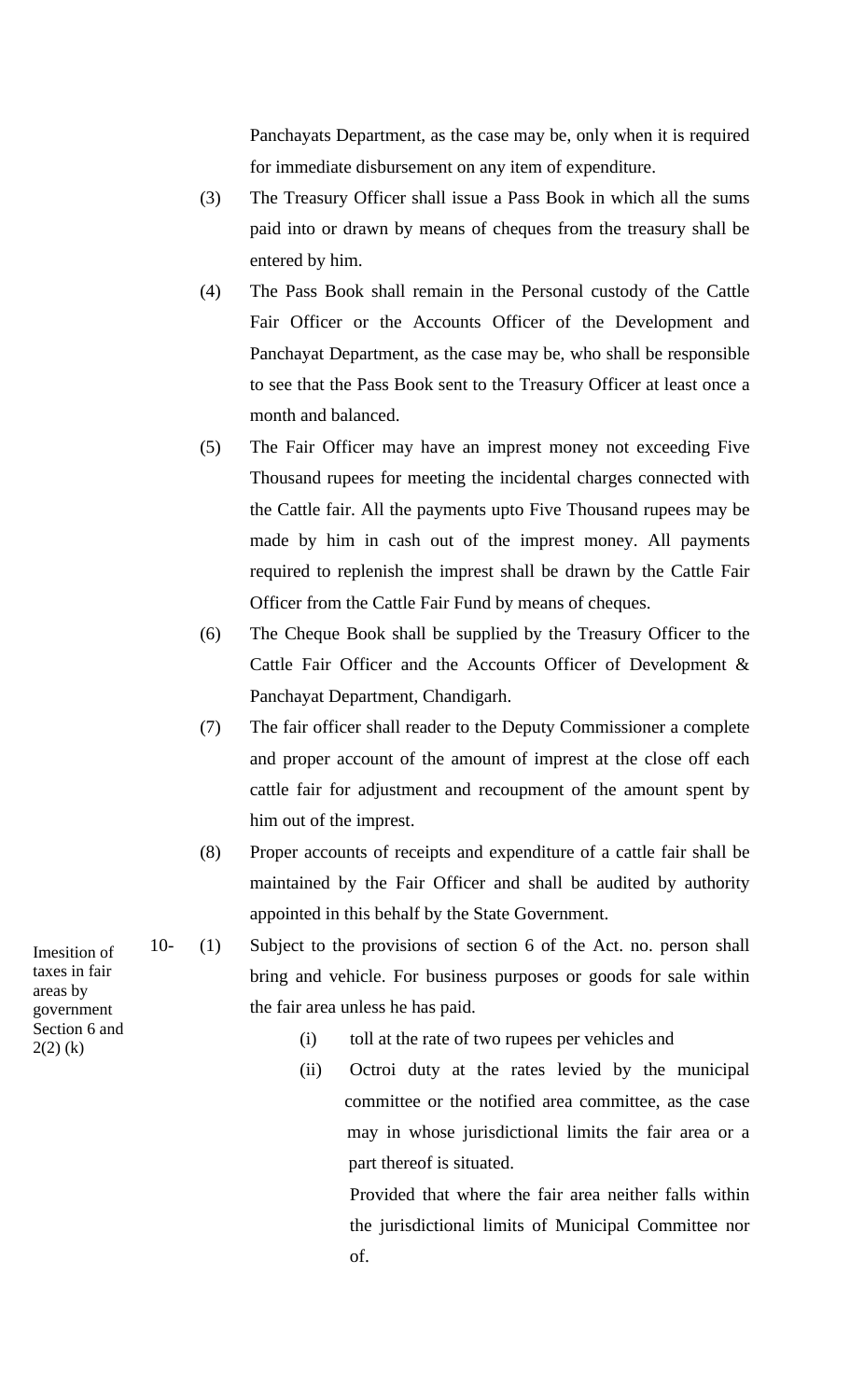Panchayats Department, as the case may be, only when it is required for immediate disbursement on any item of expenditure.

(3) The Treasury Officer shall issue a Pass Book in which all the sums paid into or drawn by means of cheques from the treasury shall be entered by him.

(4) The Pass Book shall remain in the Personal custody of the Cattle Fair Officer or the Accounts Officer of the Development and Panchayat Department, as the case may be, who shall be responsible to see that the Pass Book sent to the Treasury Officer at least once a month and balanced.

(5) The Fair Officer may have an imprest money not exceeding Five Thousand rupees for meeting the incidental charges connected with the Cattle fair. All the payments upto Five Thousand rupees may be made by him in cash out of the imprest money. All payments required to replenish the imprest shall be drawn by the Cattle Fair Officer from the Cattle Fair Fund by means of cheques.

(6) The Cheque Book shall be supplied by the Treasury Officer to the Cattle Fair Officer and the Accounts Officer of Development & Panchayat Department, Chandigarh.

(7) The fair officer shall reader to the Deputy Commissioner a complete and proper account of the amount of imprest at the close off each cattle fair for adjustment and recoupment of the amount spent by him out of the imprest.

(8) Proper accounts of receipts and expenditure of a cattle fair shall be maintained by the Fair Officer and shall be audited by authority appointed in this behalf by the State Government.

*Imesition of taxes in fair areas by government Section 6 and 2(2) (k)*

10- (1) Subject to the provisions of section 6 of the Act. no. person shall bring and vehicle. For business purposes or goods for sale within the fair area unless he has paid.

(i) toll at the rate of two rupees per vehicles and

(ii) Octroi duty at the rates levied by the municipal committee or the notified area committee, as the case may in whose jurisdictional limits the fair area or a part thereof is situated.

Provided that where the fair area neither falls within the jurisdictional limits of Municipal Committee nor of.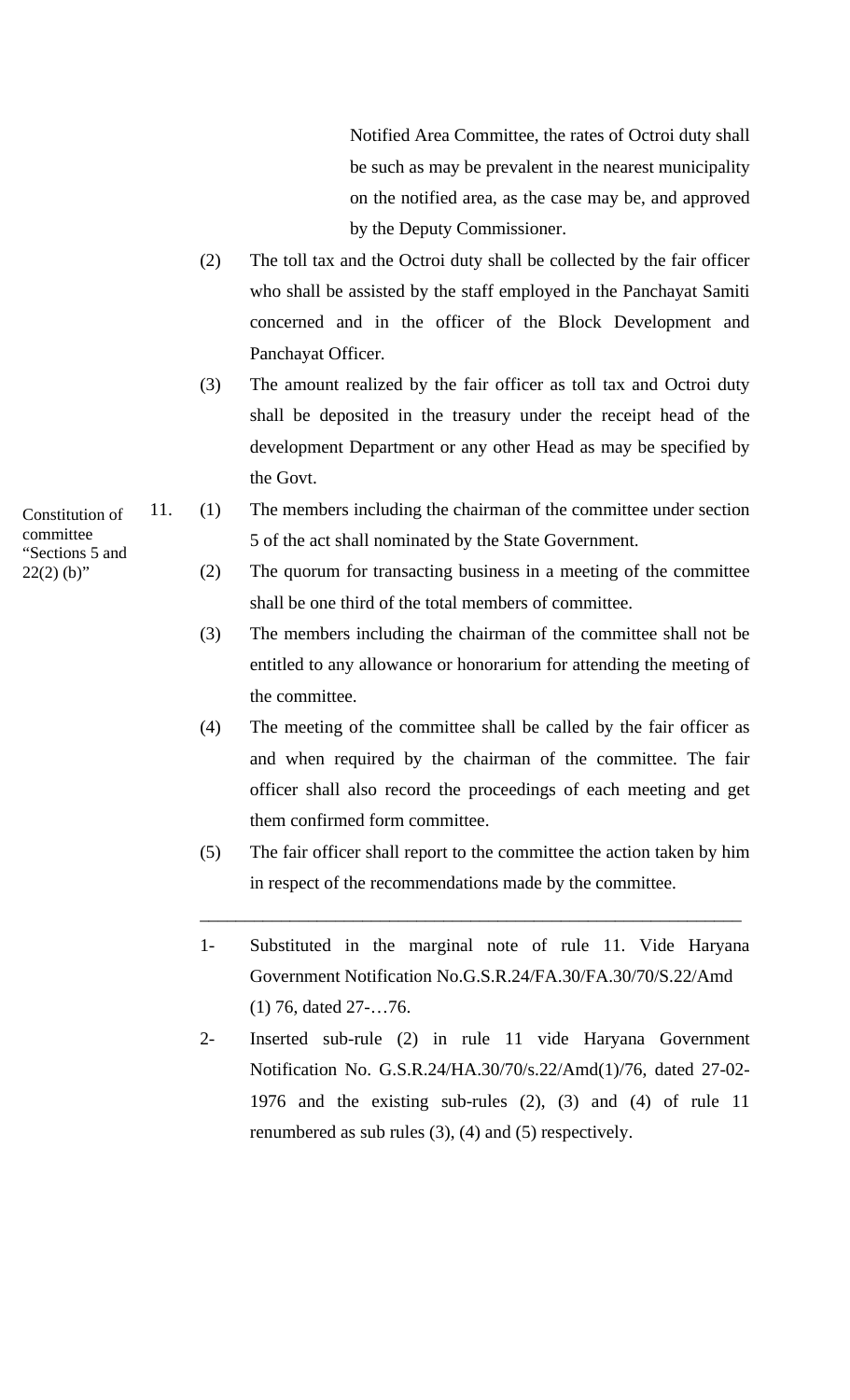Notified Area Committee, the rates of Octroi duty shall be such as may be prevalent in the nearest municipality on the notified area, as the case may be, and approved by the Deputy Commissioner.

(2) The toll tax and the Octroi duty shall be collected by the fair officer who shall be assisted by the staff employed in the Panchayat Samiti concerned and in the officer of the Block Development and Panchayat Officer.

(3) The amount realized by the fair officer as toll tax and Octroi duty shall be deposited in the treasury under the receipt head of the development Department or any other Head as may be specified by the Govt.

Constitution of committee "Sections 5 and 22(2) (b)"

11. (1) The members including the chairman of the committee under section 5 of the act shall nominated by the State Government.

(2) The quorum for transacting business in a meeting of the committee shall be one third of the total members of committee.

(3) The members including the chairman of the committee shall not be entitled to any allowance or honorarium for attending the meeting of the committee.

(4) The meeting of the committee shall be called by the fair officer as and when required by the chairman of the committee. The fair officer shall also record the proceedings of each meeting and get them confirmed form committee.

(5) The fair officer shall report to the committee the action taken by him in respect of the recommendations made by the committee.

---

1- Substituted in the marginal note of rule 11. Vide Haryana Government Notification No.G.S.R.24/FA.30/FA.30/70/S.22/Amd (1) 76, dated 27-…76.

2- Inserted sub-rule (2) in rule 11 vide Haryana Government Notification No. G.S.R.24/HA.30/70/s.22/Amd(1)/76, dated 27-02-1976 and the existing sub-rules (2), (3) and (4) of rule 11 renumbered as sub rules (3), (4) and (5) respectively.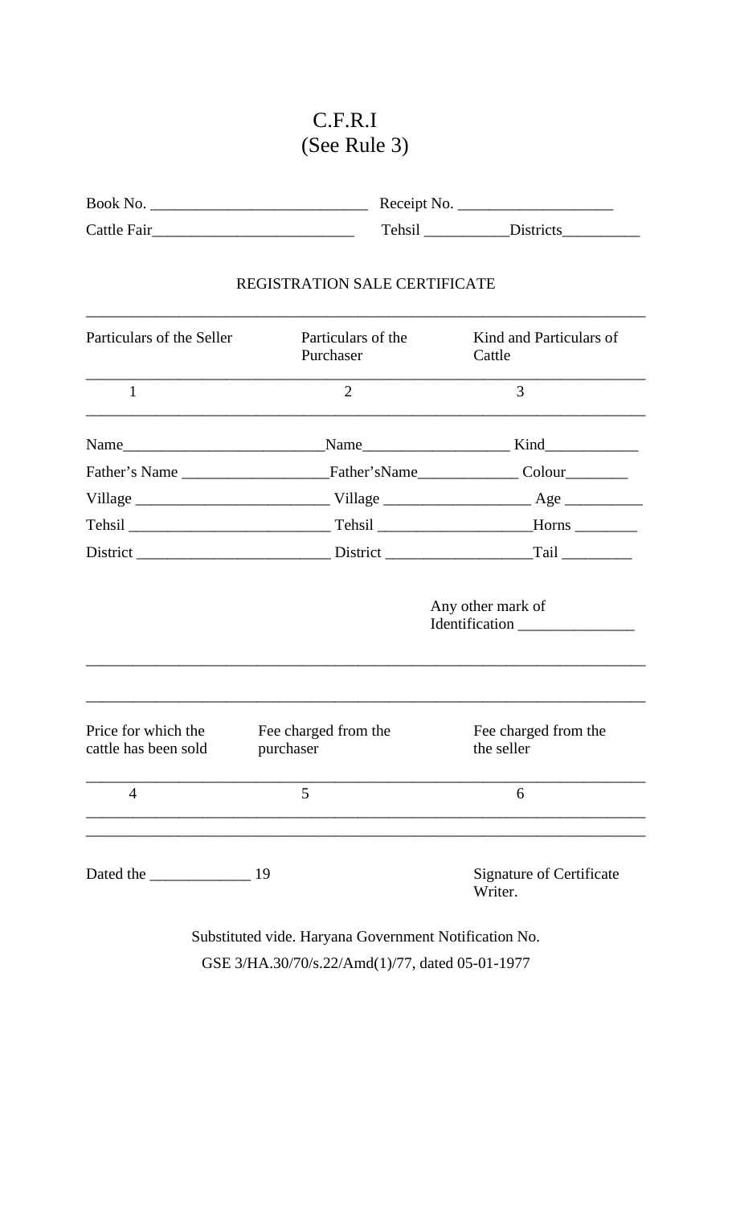# C.F.R.I
## (See Rule 3)

Book No. ___________________________ Receipt No. ___________________

Cattle Fair_________________________ Tehsil ___________Districts__________

### REGISTRATION SALE CERTIFICATE

| Particulars of the Seller | Particulars of the Purchaser | Kind and Particulars of Cattle |
|---|---|---|
| 1 | 2 | 3 |
| Name_________________________ | Name__________________ | Kind___________ |
| Father's Name __________________ | Father'sName_____________ | Colour________ |
| Village ________________________ | Village __________________ | Age __________ |
| Tehsil _________________________ | Tehsil ___________________ | Horns ________ |
| District ________________________ | District __________________ | Tail _________ |
| | | Any other mark of Identification _______________ |

| Price for which the cattle has been sold | Fee charged from the purchaser | Fee charged from the the seller |
|---|---|---|
| 4 | 5 | 6 |

Dated the _____________ 19

Signature of Certificate Writer.

Substituted vide. Haryana Government Notification No. GSE 3/HA.30/70/s.22/Amd(1)/77, dated 05-01-1977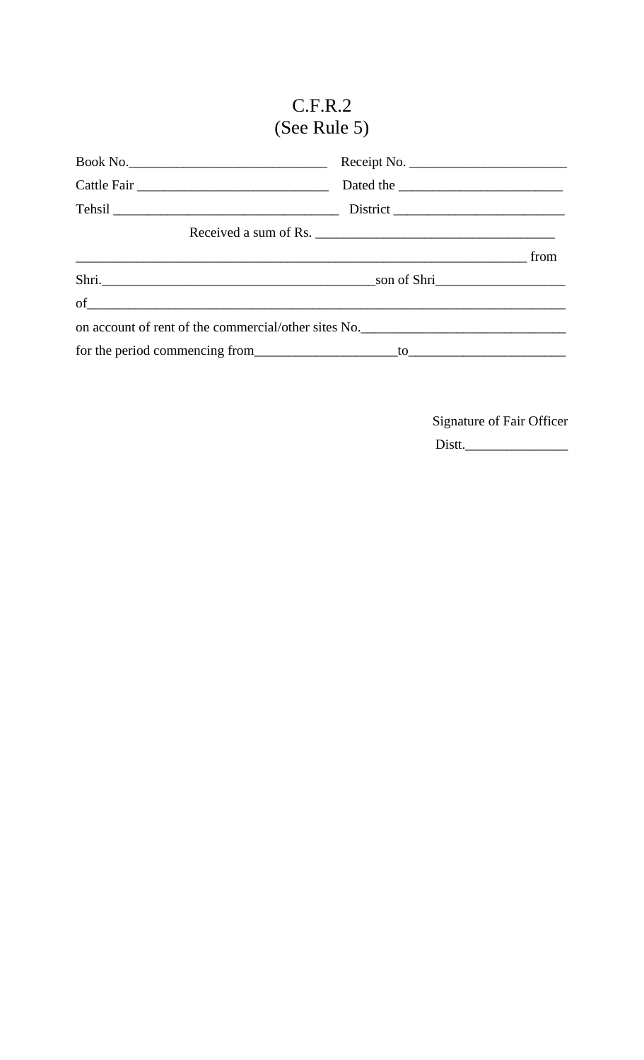# C.F.R.2
(See Rule 5)

Book No.____________________________ Receipt No. ______________________

Cattle Fair ___________________________ Dated the _______________________

Tehsil ________________________________ District ________________________

Received a sum of Rs. __________________________________

_______________________________________________________________ from

Shri.________________________________________son of Shri__________________

of________________________________________________________________________

on account of rent of the commercial/other sites No.____________________________

for the period commencing from____________________to______________________

Signature of Fair Officer

Distt._______________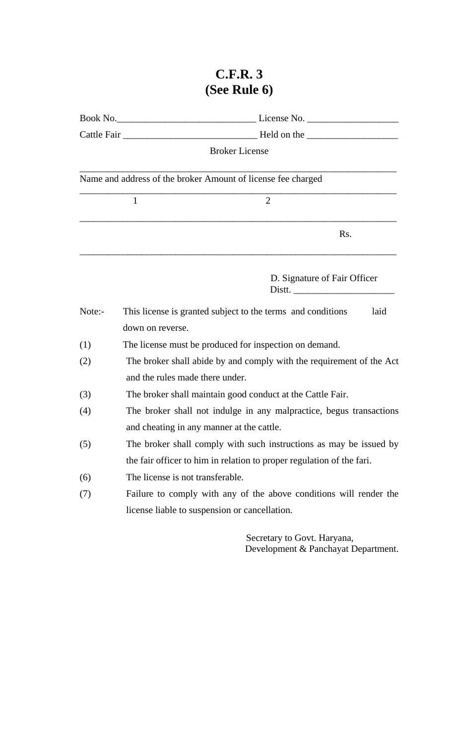# C.F.R. 3
## (See Rule 6)

Book No.____________________________ License No. __________________

Cattle Fair ___________________________ Held on the __________________

Broker License

| Name and address of the broker | Amount of license fee charged |
|---|---|
| 1 | 2 |
| | Rs. |

D. Signature of Fair Officer
Distt. ____________________

Note:- This license is granted subject to the terms and conditions laid down on reverse.

(1) The license must be produced for inspection on demand.

(2) The broker shall abide by and comply with the requirement of the Act and the rules made there under.

(3) The broker shall maintain good conduct at the Cattle Fair.

(4) The broker shall not indulge in any malpractice, begus transactions and cheating in any manner at the cattle.

(5) The broker shall comply with such instructions as may be issued by the fair officer to him in relation to proper regulation of the fari.

(6) The license is not transferable.

(7) Failure to comply with any of the above conditions will render the license liable to suspension or cancellation.

Secretary to Govt. Haryana,
Development & Panchayat Department.